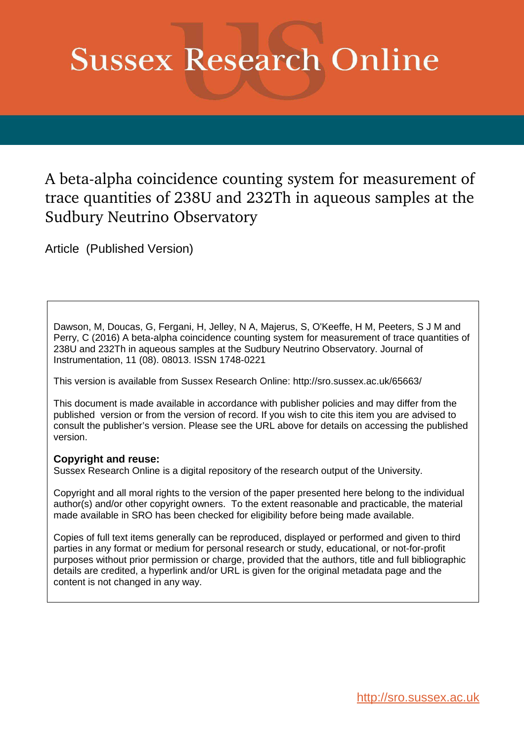# Sussex Research Online

## A beta-alpha coincidence counting system for measurement of trace quantities of 238U and 232Th in aqueous samples at the Sudbury Neutrino Observatory

Article (Published Version)

Dawson, M, Doucas, G, Fergani, H, Jelley, N A, Majerus, S, O'Keeffe, H M, Peeters, S J M and Perry, C (2016) A beta-alpha coincidence counting system for measurement of trace quantities of 238U and 232Th in aqueous samples at the Sudbury Neutrino Observatory. Journal of Instrumentation, 11 (08). 08013. ISSN 1748-0221

This version is available from Sussex Research Online: http://sro.sussex.ac.uk/65663/

This document is made available in accordance with publisher policies and may differ from the published version or from the version of record. If you wish to cite this item you are advised to consult the publisher's version. Please see the URL above for details on accessing the published version.

**Copyright and reuse:**
Sussex Research Online is a digital repository of the research output of the University.

Copyright and all moral rights to the version of the paper presented here belong to the individual author(s) and/or other copyright owners. To the extent reasonable and practicable, the material made available in SRO has been checked for eligibility before being made available.

Copies of full text items generally can be reproduced, displayed or performed and given to third parties in any format or medium for personal research or study, educational, or not-for-profit purposes without prior permission or charge, provided that the authors, title and full bibliographic details are credited, a hyperlink and/or URL is given for the original metadata page and the content is not changed in any way.

http://sro.sussex.ac.uk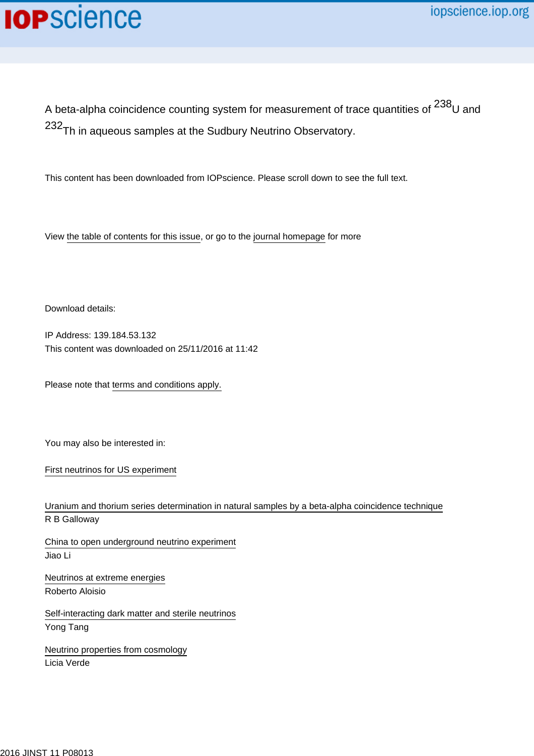A beta-alpha coincidence counting system for measurement of trace quantities of $^{238}$U and $^{232}$Th in aqueous samples at the Sudbury Neutrino Observatory.

This content has been downloaded from IOPscience. Please scroll down to see the full text.

View the table of contents for this issue, or go to the journal homepage for more

Download details:

IP Address: 139.184.53.132
This content was downloaded on 25/11/2016 at 11:42

Please note that terms and conditions apply.

You may also be interested in:

First neutrinos for US experiment

Uranium and thorium series determination in natural samples by a beta-alpha coincidence technique
R B Galloway

China to open underground neutrino experiment
Jiao Li

Neutrinos at extreme energies
Roberto Aloisio

Self-interacting dark matter and sterile neutrinos
Yong Tang

Neutrino properties from cosmology
Licia Verde

2016 JINST 11 P08013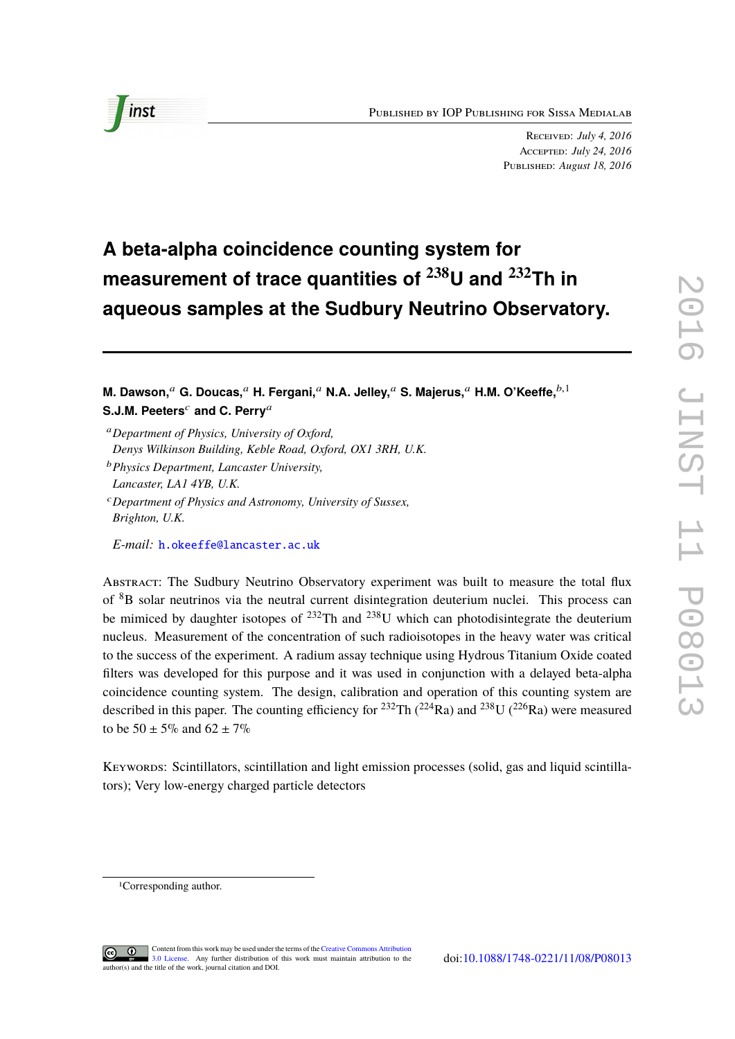# A beta-alpha coincidence counting system for measurement of trace quantities of $^{238}$U and $^{232}$Th in aqueous samples at the Sudbury Neutrino Observatory.

**M. Dawson,**[a] **G. Doucas,**[a] **H. Fergani,**[a] **N.A. Jelley,**[a] **S. Majerus,**[a] **H.M. O'Keeffe,**[b,1] **S.J.M. Peeters**[c] **and C. Perry**[a]

[a] *Department of Physics, University of Oxford, Denys Wilkinson Building, Keble Road, Oxford, OX1 3RH, U.K.*

[b] *Physics Department, Lancaster University, Lancaster, LA1 4YB, U.K.*

[c] *Department of Physics and Astronomy, University of Sussex, Brighton, U.K.*

*E-mail:* h.okeeffe@lancaster.ac.uk

Abstract: The Sudbury Neutrino Observatory experiment was built to measure the total flux of $^{8}$B solar neutrinos via the neutral current disintegration deuterium nuclei. This process can be mimiced by daughter isotopes of $^{232}$Th and $^{238}$U which can photodisintegrate the deuterium nucleus. Measurement of the concentration of such radioisotopes in the heavy water was critical to the success of the experiment. A radium assay technique using Hydrous Titanium Oxide coated filters was developed for this purpose and it was used in conjunction with a delayed beta-alpha coincidence counting system. The design, calibration and operation of this counting system are described in this paper. The counting efficiency for $^{232}$Th ($^{224}$Ra) and $^{238}$U ($^{226}$Ra) were measured to be 50 ± 5% and 62 ± 7%

Keywords: Scintillators, scintillation and light emission processes (solid, gas and liquid scintillators); Very low-energy charged particle detectors

[1] Corresponding author.

Content from this work may be used under the terms of the Creative Commons Attribution 3.0 License. Any further distribution of this work must maintain attribution to the author(s) and the title of the work, journal citation and DOI.

doi:10.1088/1748-0221/11/08/P08013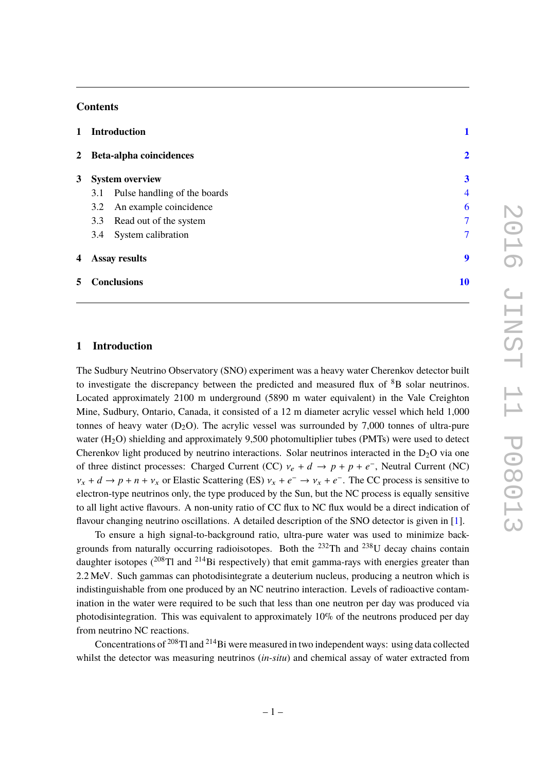## Contents

| | | |
|---|---|---|
| **1** | **Introduction** | **1** |
| **2** | **Beta-alpha coincidences** | **2** |
| **3** | **System overview** | **3** |
| | 3.1 Pulse handling of the boards | 4 |
| | 3.2 An example coincidence | 6 |
| | 3.3 Read out of the system | 7 |
| | 3.4 System calibration | 7 |
| **4** | **Assay results** | **9** |
| **5** | **Conclusions** | **10** |

## 1 Introduction

The Sudbury Neutrino Observatory (SNO) experiment was a heavy water Cherenkov detector built to investigate the discrepancy between the predicted and measured flux of $^{8}$B solar neutrinos. Located approximately 2100 m underground (5890 m water equivalent) in the Vale Creighton Mine, Sudbury, Ontario, Canada, it consisted of a 12 m diameter acrylic vessel which held 1,000 tonnes of heavy water ($D_2O$). The acrylic vessel was surrounded by 7,000 tonnes of ultra-pure water ($H_2O$) shielding and approximately 9,500 photomultiplier tubes (PMTs) were used to detect Cherenkov light produced by neutrino interactions. Solar neutrinos interacted in the $D_2O$ via one of three distinct processes: Charged Current (CC) $\nu_e + d \rightarrow p + p + e^-$, Neutral Current (NC) $\nu_x + d \rightarrow p + n + \nu_x$ or Elastic Scattering (ES) $\nu_x + e^- \rightarrow \nu_x + e^-$. The CC process is sensitive to electron-type neutrinos only, the type produced by the Sun, but the NC process is equally sensitive to all light active flavours. A non-unity ratio of CC flux to NC flux would be a direct indication of flavour changing neutrino oscillations. A detailed description of the SNO detector is given in [1].

To ensure a high signal-to-background ratio, ultra-pure water was used to minimize backgrounds from naturally occurring radioisotopes. Both the $^{232}$Th and $^{238}$U decay chains contain daughter isotopes ($^{208}$Tl and $^{214}$Bi respectively) that emit gamma-rays with energies greater than 2.2 MeV. Such gammas can photodisintegrate a deuterium nucleus, producing a neutron which is indistinguishable from one produced by an NC neutrino interaction. Levels of radioactive contamination in the water were required to be such that less than one neutron per day was produced via photodisintegration. This was equivalent to approximately 10% of the neutrons produced per day from neutrino NC reactions.

Concentrations of $^{208}$Tl and $^{214}$Bi were measured in two independent ways: using data collected whilst the detector was measuring neutrinos (*in-situ*) and chemical assay of water extracted from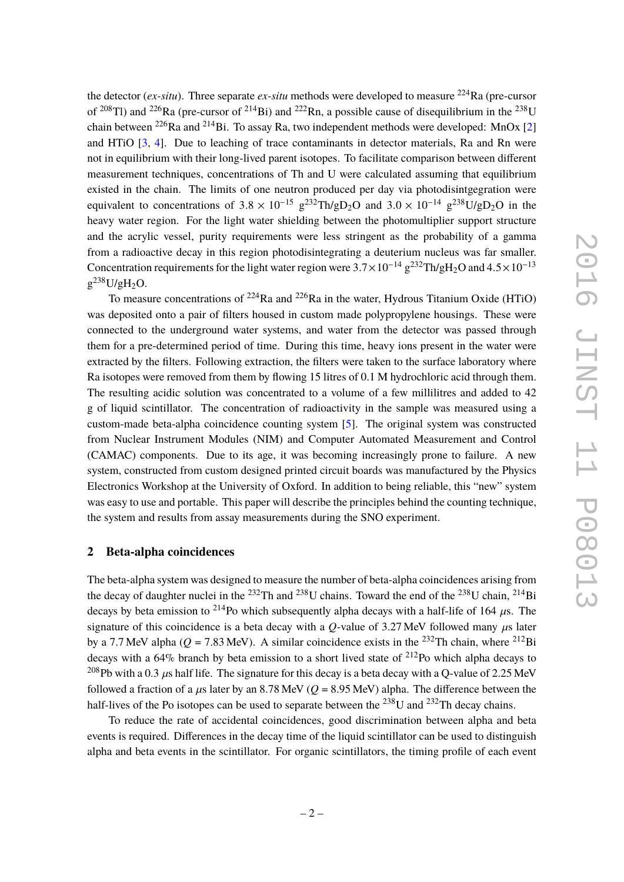the detector (*ex-situ*). Three separate *ex-situ* methods were developed to measure $^{224}$Ra (pre-cursor of $^{208}$Tl) and $^{226}$Ra (pre-cursor of $^{214}$Bi) and $^{222}$Rn, a possible cause of disequilibrium in the $^{238}$U chain between $^{226}$Ra and $^{214}$Bi. To assay Ra, two independent methods were developed: MnOx [2] and HTiO [3, 4]. Due to leaching of trace contaminants in detector materials, Ra and Rn were not in equilibrium with their long-lived parent isotopes. To facilitate comparison between different measurement techniques, concentrations of Th and U were calculated assuming that equilibrium existed in the chain. The limits of one neutron produced per day via photodisintgegration were equivalent to concentrations of $3.8 \times 10^{-15}$ g$^{232}$Th/g$D_2O$ and $3.0 \times 10^{-14}$ g$^{238}$U/g$D_2O$ in the heavy water region. For the light water shielding between the photomultiplier support structure and the acrylic vessel, purity requirements were less stringent as the probability of a gamma from a radioactive decay in this region photodisintegrating a deuterium nucleus was far smaller. Concentration requirements for the light water region were $3.7 \times 10^{-14}$ g$^{232}$Th/g$H_2O$ and $4.5 \times 10^{-13}$ g$^{238}$U/g$H_2O$.

To measure concentrations of $^{224}$Ra and $^{226}$Ra in the water, Hydrous Titanium Oxide (HTiO) was deposited onto a pair of filters housed in custom made polypropylene housings. These were connected to the underground water systems, and water from the detector was passed through them for a pre-determined period of time. During this time, heavy ions present in the water were extracted by the filters. Following extraction, the filters were taken to the surface laboratory where Ra isotopes were removed from them by flowing 15 litres of 0.1 M hydrochloric acid through them. The resulting acidic solution was concentrated to a volume of a few millilitres and added to 42 g of liquid scintillator. The concentration of radioactivity in the sample was measured using a custom-made beta-alpha coincidence counting system [5]. The original system was constructed from Nuclear Instrument Modules (NIM) and Computer Automated Measurement and Control (CAMAC) components. Due to its age, it was becoming increasingly prone to failure. A new system, constructed from custom designed printed circuit boards was manufactured by the Physics Electronics Workshop at the University of Oxford. In addition to being reliable, this "new" system was easy to use and portable. This paper will describe the principles behind the counting technique, the system and results from assay measurements during the SNO experiment.

## 2 Beta-alpha coincidences

The beta-alpha system was designed to measure the number of beta-alpha coincidences arising from the decay of daughter nuclei in the $^{232}$Th and $^{238}$U chains. Toward the end of the $^{238}$U chain, $^{214}$Bi decays by beta emission to $^{214}$Po which subsequently alpha decays with a half-life of 164 $\mu$s. The signature of this coincidence is a beta decay with a $Q$-value of 3.27 MeV followed many $\mu$s later by a 7.7 MeV alpha ($Q$ = 7.83 MeV). A similar coincidence exists in the $^{232}$Th chain, where $^{212}$Bi decays with a 64% branch by beta emission to a short lived state of $^{212}$Po which alpha decays to $^{208}$Pb with a 0.3 $\mu$s half life. The signature for this decay is a beta decay with a Q-value of 2.25 MeV followed a fraction of a $\mu$s later by an 8.78 MeV ($Q$ = 8.95 MeV) alpha. The difference between the half-lives of the Po isotopes can be used to separate between the $^{238}$U and $^{232}$Th decay chains.

To reduce the rate of accidental coincidences, good discrimination between alpha and beta events is required. Differences in the decay time of the liquid scintillator can be used to distinguish alpha and beta events in the scintillator. For organic scintillators, the timing profile of each event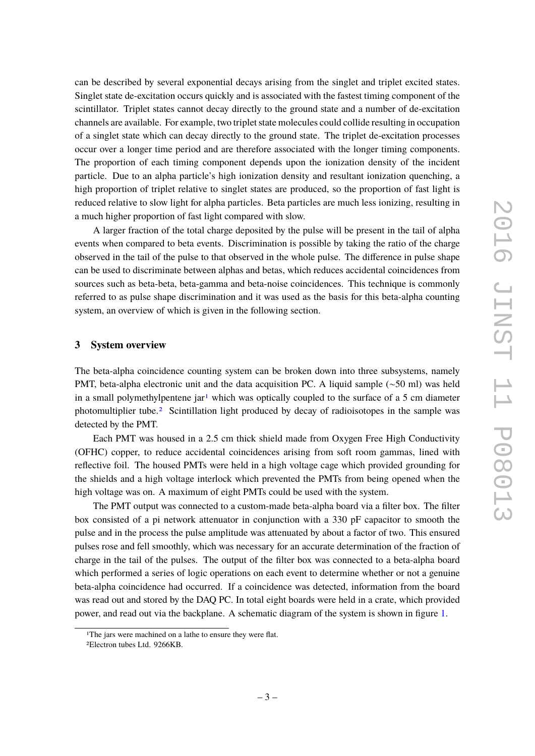can be described by several exponential decays arising from the singlet and triplet excited states. Singlet state de-excitation occurs quickly and is associated with the fastest timing component of the scintillator. Triplet states cannot decay directly to the ground state and a number of de-excitation channels are available. For example, two triplet state molecules could collide resulting in occupation of a singlet state which can decay directly to the ground state. The triplet de-excitation processes occur over a longer time period and are therefore associated with the longer timing components. The proportion of each timing component depends upon the ionization density of the incident particle. Due to an alpha particle's high ionization density and resultant ionization quenching, a high proportion of triplet relative to singlet states are produced, so the proportion of fast light is reduced relative to slow light for alpha particles. Beta particles are much less ionizing, resulting in a much higher proportion of fast light compared with slow.

A larger fraction of the total charge deposited by the pulse will be present in the tail of alpha events when compared to beta events. Discrimination is possible by taking the ratio of the charge observed in the tail of the pulse to that observed in the whole pulse. The difference in pulse shape can be used to discriminate between alphas and betas, which reduces accidental coincidences from sources such as beta-beta, beta-gamma and beta-noise coincidences. This technique is commonly referred to as pulse shape discrimination and it was used as the basis for this beta-alpha counting system, an overview of which is given in the following section.

## 3 System overview

The beta-alpha coincidence counting system can be broken down into three subsystems, namely PMT, beta-alpha electronic unit and the data acquisition PC. A liquid sample (~50 ml) was held in a small polymethylpentene jar[1] which was optically coupled to the surface of a 5 cm diameter photomultiplier tube.[2] Scintillation light produced by decay of radioisotopes in the sample was detected by the PMT.

Each PMT was housed in a 2.5 cm thick shield made from Oxygen Free High Conductivity (OFHC) copper, to reduce accidental coincidences arising from soft room gammas, lined with reflective foil. The housed PMTs were held in a high voltage cage which provided grounding for the shields and a high voltage interlock which prevented the PMTs from being opened when the high voltage was on. A maximum of eight PMTs could be used with the system.

The PMT output was connected to a custom-made beta-alpha board via a filter box. The filter box consisted of a pi network attenuator in conjunction with a 330 pF capacitor to smooth the pulse and in the process the pulse amplitude was attenuated by about a factor of two. This ensured pulses rose and fell smoothly, which was necessary for an accurate determination of the fraction of charge in the tail of the pulses. The output of the filter box was connected to a beta-alpha board which performed a series of logic operations on each event to determine whether or not a genuine beta-alpha coincidence had occurred. If a coincidence was detected, information from the board was read out and stored by the DAQ PC. In total eight boards were held in a crate, which provided power, and read out via the backplane. A schematic diagram of the system is shown in figure 1.

[1] The jars were machined on a lathe to ensure they were flat.

[2] Electron tubes Ltd. 9266KB.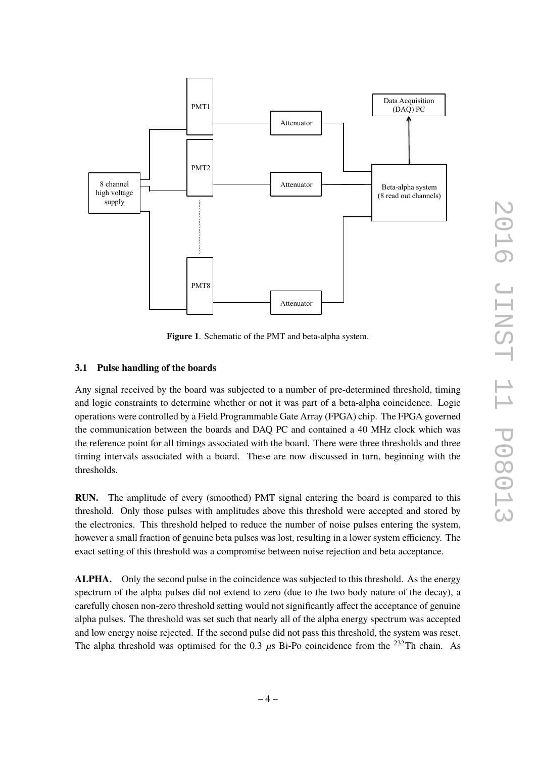Figure 1. Schematic of the PMT and beta-alpha system.

### 3.1 Pulse handling of the boards

Any signal received by the board was subjected to a number of pre-determined threshold, timing and logic constraints to determine whether or not it was part of a beta-alpha coincidence. Logic operations were controlled by a Field Programmable Gate Array (FPGA) chip. The FPGA governed the communication between the boards and DAQ PC and contained a 40 MHz clock which was the reference point for all timings associated with the board. There were three thresholds and three timing intervals associated with a board. These are now discussed in turn, beginning with the thresholds.

**RUN.** The amplitude of every (smoothed) PMT signal entering the board is compared to this threshold. Only those pulses with amplitudes above this threshold were accepted and stored by the electronics. This threshold helped to reduce the number of noise pulses entering the system, however a small fraction of genuine beta pulses was lost, resulting in a lower system efficiency. The exact setting of this threshold was a compromise between noise rejection and beta acceptance.

**ALPHA.** Only the second pulse in the coincidence was subjected to this threshold. As the energy spectrum of the alpha pulses did not extend to zero (due to the two body nature of the decay), a carefully chosen non-zero threshold setting would not significantly affect the acceptance of genuine alpha pulses. The threshold was set such that nearly all of the alpha energy spectrum was accepted and low energy noise rejected. If the second pulse did not pass this threshold, the system was reset. The alpha threshold was optimised for the 0.3 $\mu$s Bi-Po coincidence from the $^{232}$Th chain. As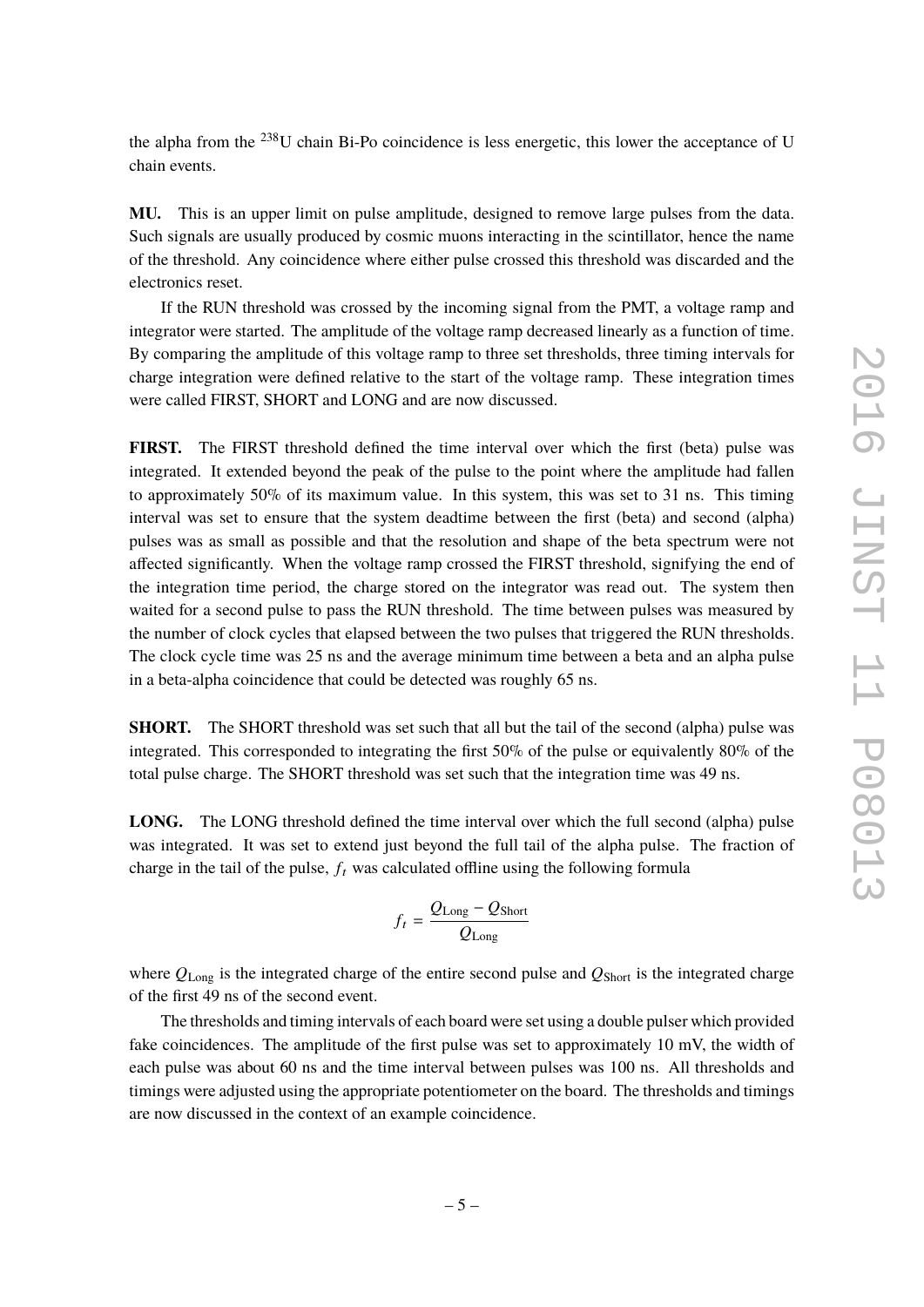the alpha from the $^{238}$U chain Bi-Po coincidence is less energetic, this lower the acceptance of U chain events.

**MU.** This is an upper limit on pulse amplitude, designed to remove large pulses from the data. Such signals are usually produced by cosmic muons interacting in the scintillator, hence the name of the threshold. Any coincidence where either pulse crossed this threshold was discarded and the electronics reset.

If the RUN threshold was crossed by the incoming signal from the PMT, a voltage ramp and integrator were started. The amplitude of the voltage ramp decreased linearly as a function of time. By comparing the amplitude of this voltage ramp to three set thresholds, three timing intervals for charge integration were defined relative to the start of the voltage ramp. These integration times were called FIRST, SHORT and LONG and are now discussed.

**FIRST.** The FIRST threshold defined the time interval over which the first (beta) pulse was integrated. It extended beyond the peak of the pulse to the point where the amplitude had fallen to approximately 50% of its maximum value. In this system, this was set to 31 ns. This timing interval was set to ensure that the system deadtime between the first (beta) and second (alpha) pulses was as small as possible and that the resolution and shape of the beta spectrum were not affected significantly. When the voltage ramp crossed the FIRST threshold, signifying the end of the integration time period, the charge stored on the integrator was read out. The system then waited for a second pulse to pass the RUN threshold. The time between pulses was measured by the number of clock cycles that elapsed between the two pulses that triggered the RUN thresholds. The clock cycle time was 25 ns and the average minimum time between a beta and an alpha pulse in a beta-alpha coincidence that could be detected was roughly 65 ns.

**SHORT.** The SHORT threshold was set such that all but the tail of the second (alpha) pulse was integrated. This corresponded to integrating the first 50% of the pulse or equivalently 80% of the total pulse charge. The SHORT threshold was set such that the integration time was 49 ns.

**LONG.** The LONG threshold defined the time interval over which the full second (alpha) pulse was integrated. It was set to extend just beyond the full tail of the alpha pulse. The fraction of charge in the tail of the pulse, $f_t$ was calculated offline using the following formula

$$f_t = \frac{Q_{\text{Long}} - Q_{\text{Short}}}{Q_{\text{Long}}}$$

where $Q_{\text{Long}}$ is the integrated charge of the entire second pulse and $Q_{\text{Short}}$ is the integrated charge of the first 49 ns of the second event.

The thresholds and timing intervals of each board were set using a double pulser which provided fake coincidences. The amplitude of the first pulse was set to approximately 10 mV, the width of each pulse was about 60 ns and the time interval between pulses was 100 ns. All thresholds and timings were adjusted using the appropriate potentiometer on the board. The thresholds and timings are now discussed in the context of an example coincidence.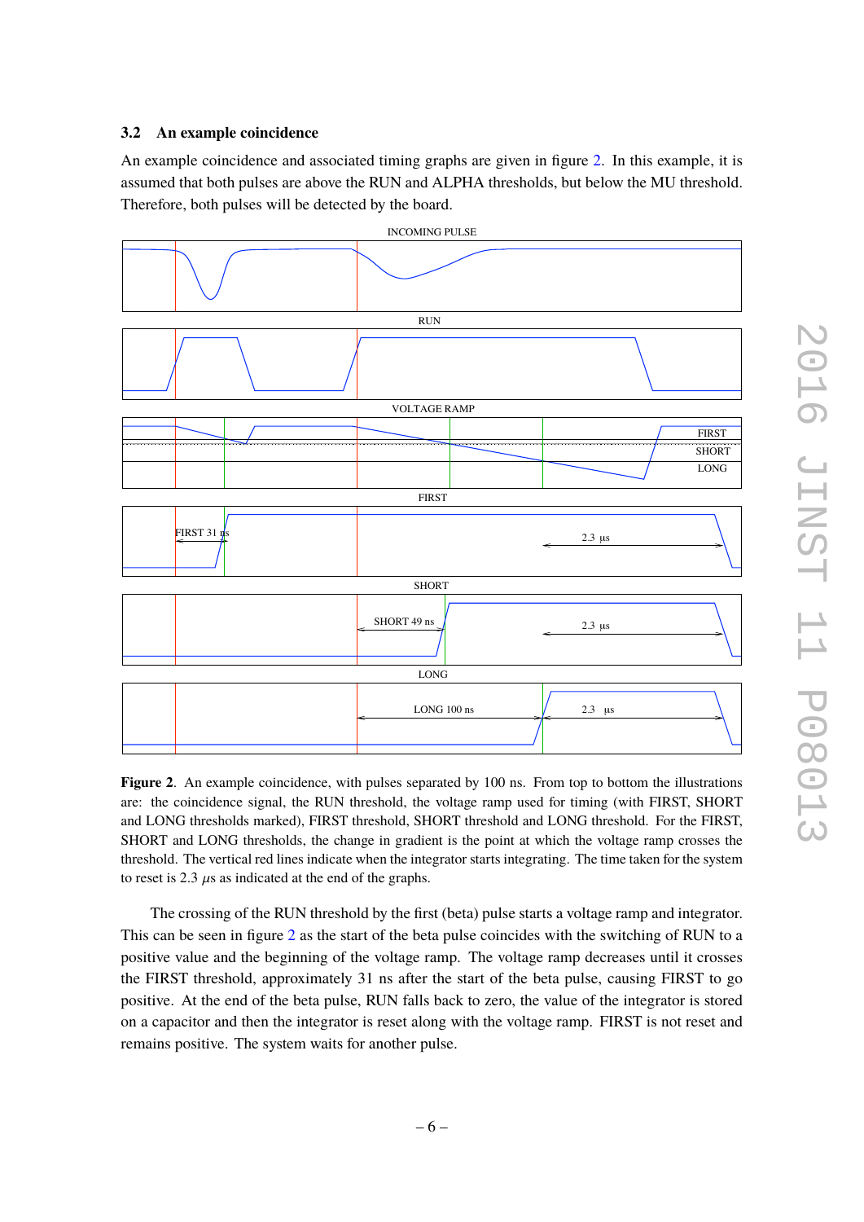### 3.2 An example coincidence

An example coincidence and associated timing graphs are given in figure 2. In this example, it is assumed that both pulses are above the RUN and ALPHA thresholds, but below the MU threshold. Therefore, both pulses will be detected by the board.

**Figure 2**. An example coincidence, with pulses separated by 100 ns. From top to bottom the illustrations are: the coincidence signal, the RUN threshold, the voltage ramp used for timing (with FIRST, SHORT and LONG thresholds marked), FIRST threshold, SHORT threshold and LONG threshold. For the FIRST, SHORT and LONG thresholds, the change in gradient is the point at which the voltage ramp crosses the threshold. The vertical red lines indicate when the integrator starts integrating. The time taken for the system to reset is 2.3 $\mu$s as indicated at the end of the graphs.

The crossing of the RUN threshold by the first (beta) pulse starts a voltage ramp and integrator. This can be seen in figure 2 as the start of the beta pulse coincides with the switching of RUN to a positive value and the beginning of the voltage ramp. The voltage ramp decreases until it crosses the FIRST threshold, approximately 31 ns after the start of the beta pulse, causing FIRST to go positive. At the end of the beta pulse, RUN falls back to zero, the value of the integrator is stored on a capacitor and then the integrator is reset along with the voltage ramp. FIRST is not reset and remains positive. The system waits for another pulse.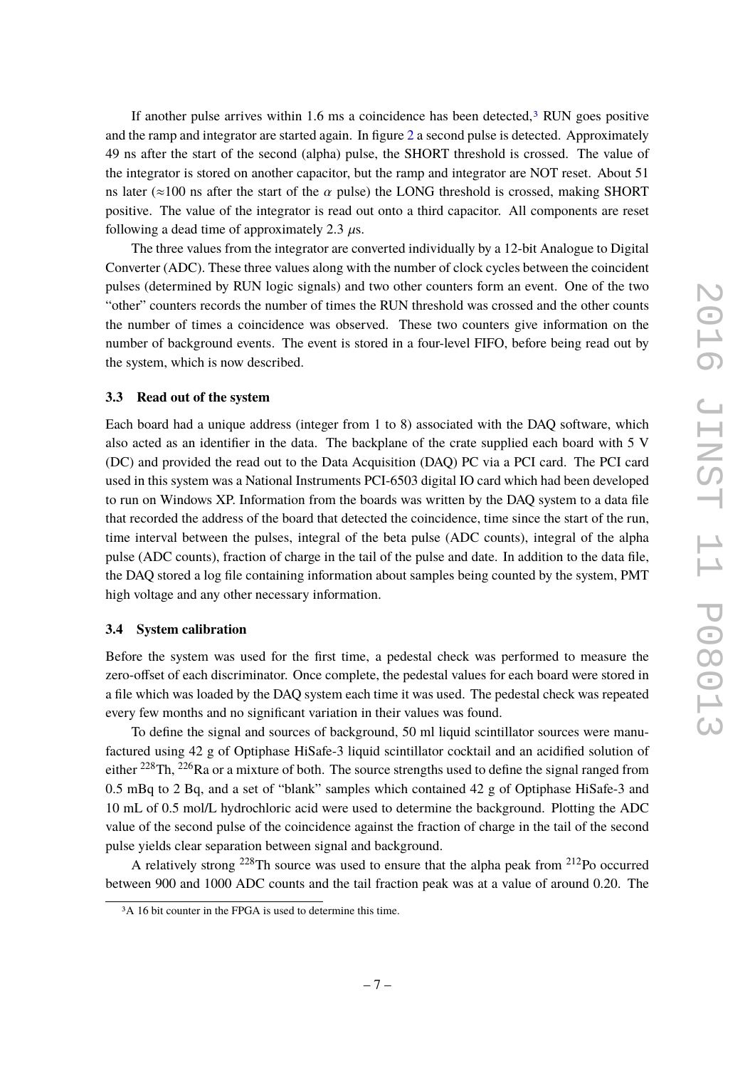If another pulse arrives within 1.6 ms a coincidence has been detected,[3] RUN goes positive and the ramp and integrator are started again. In figure 2 a second pulse is detected. Approximately 49 ns after the start of the second (alpha) pulse, the SHORT threshold is crossed. The value of the integrator is stored on another capacitor, but the ramp and integrator are NOT reset. About 51 ns later ($\approx$100 ns after the start of the $\alpha$ pulse) the LONG threshold is crossed, making SHORT positive. The value of the integrator is read out onto a third capacitor. All components are reset following a dead time of approximately 2.3 $\mu$s.

The three values from the integrator are converted individually by a 12-bit Analogue to Digital Converter (ADC). These three values along with the number of clock cycles between the coincident pulses (determined by RUN logic signals) and two other counters form an event. One of the two "other" counters records the number of times the RUN threshold was crossed and the other counts the number of times a coincidence was observed. These two counters give information on the number of background events. The event is stored in a four-level FIFO, before being read out by the system, which is now described.

### 3.3 Read out of the system

Each board had a unique address (integer from 1 to 8) associated with the DAQ software, which also acted as an identifier in the data. The backplane of the crate supplied each board with 5 V (DC) and provided the read out to the Data Acquisition (DAQ) PC via a PCI card. The PCI card used in this system was a National Instruments PCI-6503 digital IO card which had been developed to run on Windows XP. Information from the boards was written by the DAQ system to a data file that recorded the address of the board that detected the coincidence, time since the start of the run, time interval between the pulses, integral of the beta pulse (ADC counts), integral of the alpha pulse (ADC counts), fraction of charge in the tail of the pulse and date. In addition to the data file, the DAQ stored a log file containing information about samples being counted by the system, PMT high voltage and any other necessary information.

### 3.4 System calibration

Before the system was used for the first time, a pedestal check was performed to measure the zero-offset of each discriminator. Once complete, the pedestal values for each board were stored in a file which was loaded by the DAQ system each time it was used. The pedestal check was repeated every few months and no significant variation in their values was found.

To define the signal and sources of background, 50 ml liquid scintillator sources were manufactured using 42 g of Optiphase HiSafe-3 liquid scintillator cocktail and an acidified solution of either $^{228}$Th, $^{226}$Ra or a mixture of both. The source strengths used to define the signal ranged from 0.5 mBq to 2 Bq, and a set of "blank" samples which contained 42 g of Optiphase HiSafe-3 and 10 mL of 0.5 mol/L hydrochloric acid were used to determine the background. Plotting the ADC value of the second pulse of the coincidence against the fraction of charge in the tail of the second pulse yields clear separation between signal and background.

A relatively strong $^{228}$Th source was used to ensure that the alpha peak from $^{212}$Po occurred between 900 and 1000 ADC counts and the tail fraction peak was at a value of around 0.20. The

[3] A 16 bit counter in the FPGA is used to determine this time.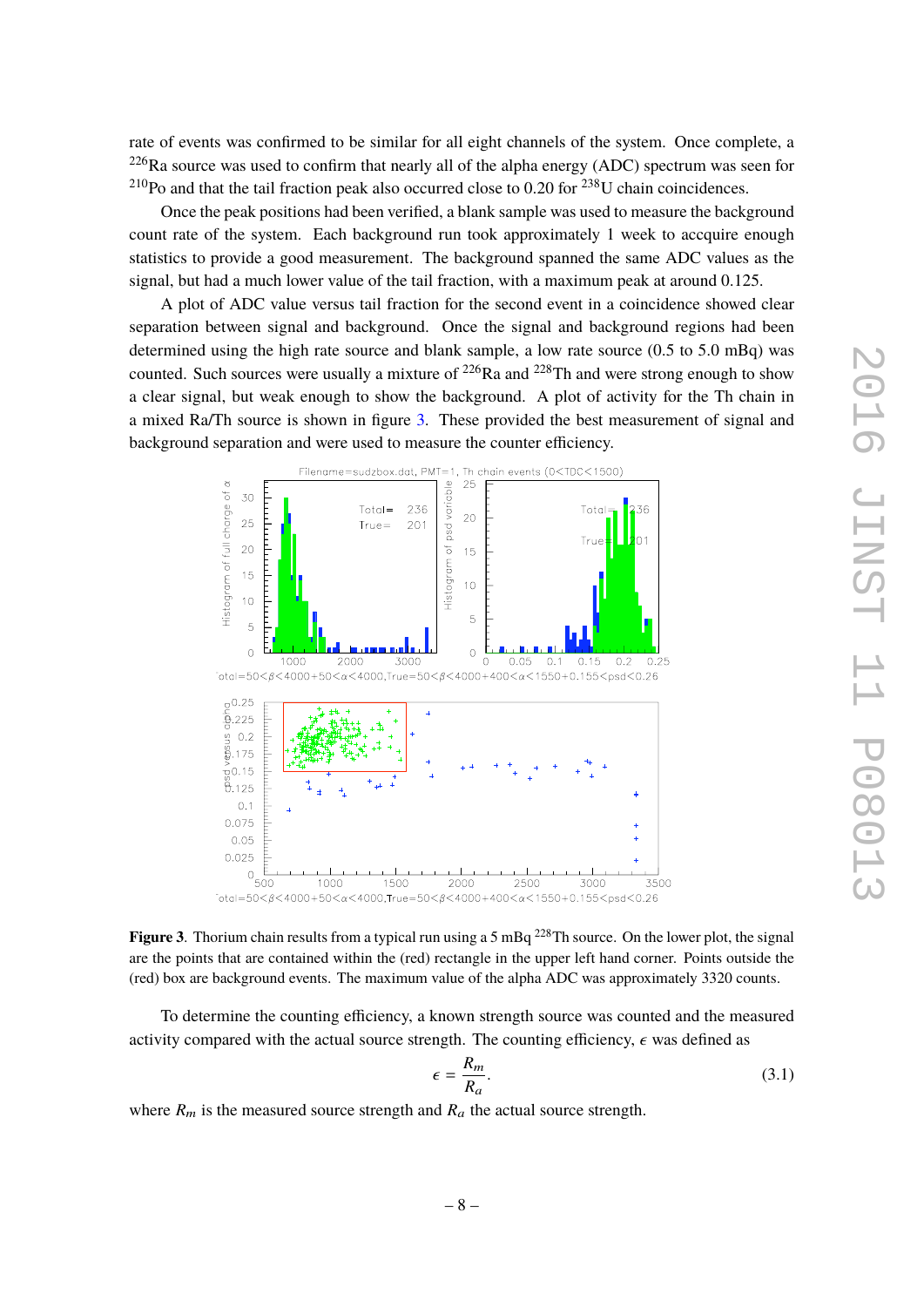rate of events was confirmed to be similar for all eight channels of the system. Once complete, a $^{226}$Ra source was used to confirm that nearly all of the alpha energy (ADC) spectrum was seen for $^{210}$Po and that the tail fraction peak also occurred close to 0.20 for $^{238}$U chain coincidences.

Once the peak positions had been verified, a blank sample was used to measure the background count rate of the system. Each background run took approximately 1 week to accquire enough statistics to provide a good measurement. The background spanned the same ADC values as the signal, but had a much lower value of the tail fraction, with a maximum peak at around 0.125.

A plot of ADC value versus tail fraction for the second event in a coincidence showed clear separation between signal and background. Once the signal and background regions had been determined using the high rate source and blank sample, a low rate source (0.5 to 5.0 mBq) was counted. Such sources were usually a mixture of $^{226}$Ra and $^{228}$Th and were strong enough to show a clear signal, but weak enough to show the background. A plot of activity for the Th chain in a mixed Ra/Th source is shown in figure 3. These provided the best measurement of signal and background separation and were used to measure the counter efficiency.

**Figure 3**. Thorium chain results from a typical run using a 5 mBq $^{228}$Th source. On the lower plot, the signal are the points that are contained within the (red) rectangle in the upper left hand corner. Points outside the (red) box are background events. The maximum value of the alpha ADC was approximately 3320 counts.

To determine the counting efficiency, a known strength source was counted and the measured activity compared with the actual source strength. The counting efficiency, $\epsilon$ was defined as

$$\epsilon = \frac{R_m}{R_a}. \tag{3.1}$$

where $R_m$ is the measured source strength and $R_a$ the actual source strength.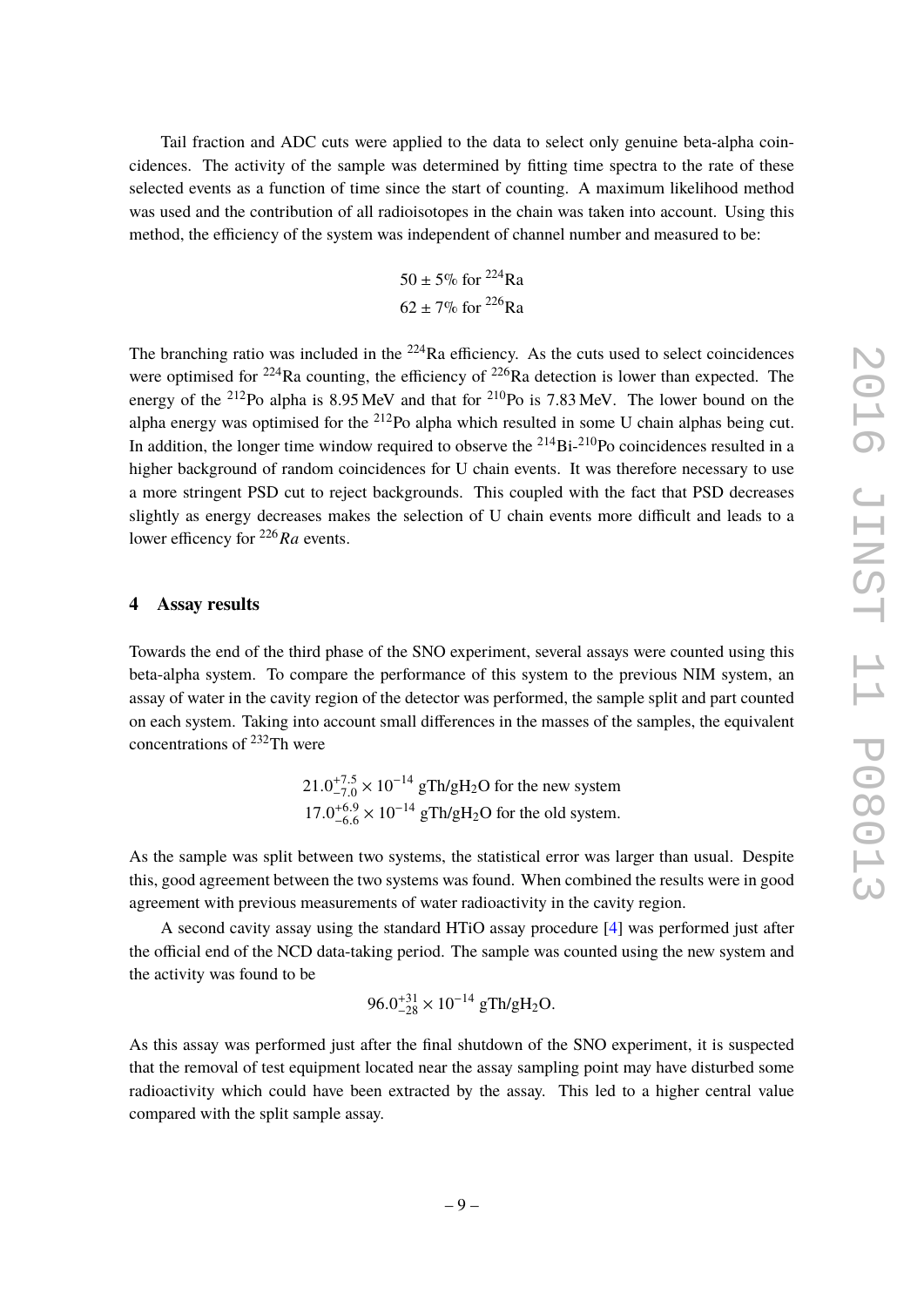Tail fraction and ADC cuts were applied to the data to select only genuine beta-alpha coincidences. The activity of the sample was determined by fitting time spectra to the rate of these selected events as a function of time since the start of counting. A maximum likelihood method was used and the contribution of all radioisotopes in the chain was taken into account. Using this method, the efficiency of the system was independent of channel number and measured to be:

$$50 \pm 5\% \text{ for } ^{224}\text{Ra}$$
$$62 \pm 7\% \text{ for } ^{226}\text{Ra}$$

The branching ratio was included in the $^{224}$Ra efficiency. As the cuts used to select coincidences were optimised for $^{224}$Ra counting, the efficiency of $^{226}$Ra detection is lower than expected. The energy of the $^{212}$Po alpha is 8.95 MeV and that for $^{210}$Po is 7.83 MeV. The lower bound on the alpha energy was optimised for the $^{212}$Po alpha which resulted in some U chain alphas being cut. In addition, the longer time window required to observe the $^{214}$Bi-$^{210}$Po coincidences resulted in a higher background of random coincidences for U chain events. It was therefore necessary to use a more stringent PSD cut to reject backgrounds. This coupled with the fact that PSD decreases slightly as energy decreases makes the selection of U chain events more difficult and leads to a lower efficency for $^{226}Ra$ events.

## 4 Assay results

Towards the end of the third phase of the SNO experiment, several assays were counted using this beta-alpha system. To compare the performance of this system to the previous NIM system, an assay of water in the cavity region of the detector was performed, the sample split and part counted on each system. Taking into account small differences in the masses of the samples, the equivalent concentrations of $^{232}$Th were

$$21.0^{+7.5}_{-7.0} \times 10^{-14} \text{ gTh/gH}_2\text{O for the new system}$$
$$17.0^{+6.9}_{-6.6} \times 10^{-14} \text{ gTh/gH}_2\text{O for the old system.}$$

As the sample was split between two systems, the statistical error was larger than usual. Despite this, good agreement between the two systems was found. When combined the results were in good agreement with previous measurements of water radioactivity in the cavity region.

A second cavity assay using the standard HTiO assay procedure [4] was performed just after the official end of the NCD data-taking period. The sample was counted using the new system and the activity was found to be

$$96.0^{+31}_{-28} \times 10^{-14} \text{ gTh/gH}_2\text{O.}$$

As this assay was performed just after the final shutdown of the SNO experiment, it is suspected that the removal of test equipment located near the assay sampling point may have disturbed some radioactivity which could have been extracted by the assay. This led to a higher central value compared with the split sample assay.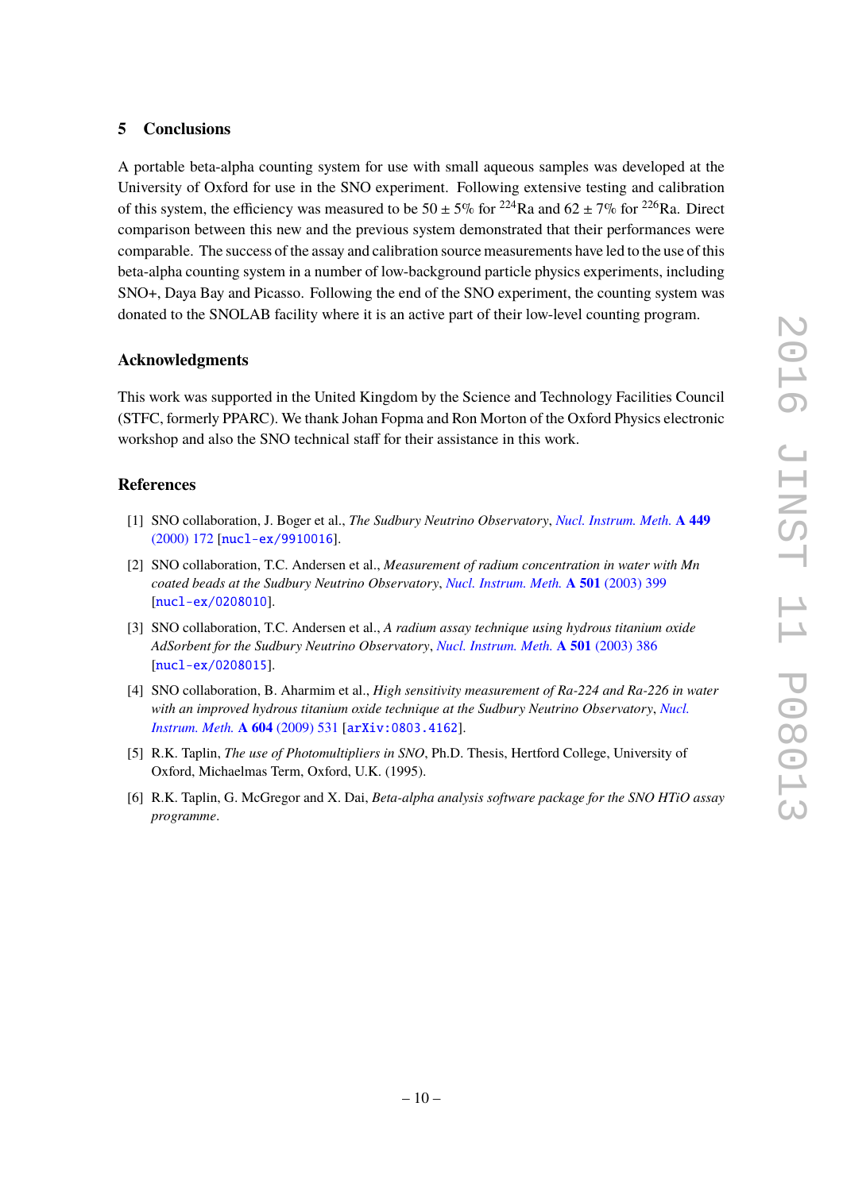## 5 Conclusions

A portable beta-alpha counting system for use with small aqueous samples was developed at the University of Oxford for use in the SNO experiment. Following extensive testing and calibration of this system, the efficiency was measured to be 50 ± 5% for $^{224}$Ra and 62 ± 7% for $^{226}$Ra. Direct comparison between this new and the previous system demonstrated that their performances were comparable. The success of the assay and calibration source measurements have led to the use of this beta-alpha counting system in a number of low-background particle physics experiments, including SNO+, Daya Bay and Picasso. Following the end of the SNO experiment, the counting system was donated to the SNOLAB facility where it is an active part of their low-level counting program.

## Acknowledgments

This work was supported in the United Kingdom by the Science and Technology Facilities Council (STFC, formerly PPARC). We thank Johan Fopma and Ron Morton of the Oxford Physics electronic workshop and also the SNO technical staff for their assistance in this work.

## References

[1] SNO collaboration, J. Boger et al., *The Sudbury Neutrino Observatory*, *Nucl. Instrum. Meth.* **A 449** (2000) 172 [nucl-ex/9910016].

[2] SNO collaboration, T.C. Andersen et al., *Measurement of radium concentration in water with Mn coated beads at the Sudbury Neutrino Observatory*, *Nucl. Instrum. Meth.* **A 501** (2003) 399 [nucl-ex/0208010].

[3] SNO collaboration, T.C. Andersen et al., *A radium assay technique using hydrous titanium oxide AdSorbent for the Sudbury Neutrino Observatory*, *Nucl. Instrum. Meth.* **A 501** (2003) 386 [nucl-ex/0208015].

[4] SNO collaboration, B. Aharmim et al., *High sensitivity measurement of Ra-224 and Ra-226 in water with an improved hydrous titanium oxide technique at the Sudbury Neutrino Observatory*, *Nucl. Instrum. Meth.* **A 604** (2009) 531 [arXiv:0803.4162].

[5] R.K. Taplin, *The use of Photomultipliers in SNO*, Ph.D. Thesis, Hertford College, University of Oxford, Michaelmas Term, Oxford, U.K. (1995).

[6] R.K. Taplin, G. McGregor and X. Dai, *Beta-alpha analysis software package for the SNO HTiO assay programme*.